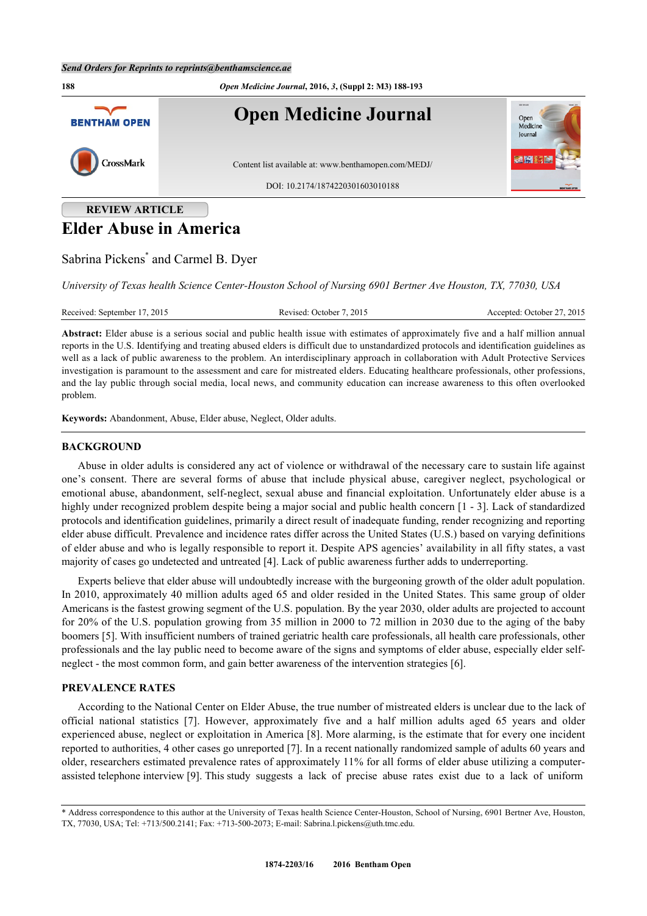Send Orders for Reprints to reprints@benthamscience.ae

REVIEW ARTICLE

# Elder Abuse in America

Sabrina Pickens* and Carmel B. Dyer

*University of Texas health Science Center-Houston School of Nursing 6901 Bertner Ave Houston, TX, 77030, USA*

Received: September 17, 2015 | Revised: October 7, 2015 | Accepted: October 27, 2015

**Abstract:** Elder abuse is a serious social and public health issue with estimates of approximately five and a half million annual reports in the U.S. Identifying and treating abused elders is difficult due to unstandardized protocols and identification guidelines as well as a lack of public awareness to the problem. An interdisciplinary approach in collaboration with Adult Protective Services investigation is paramount to the assessment and care for mistreated elders. Educating healthcare professionals, other professions, and the lay public through social media, local news, and community education can increase awareness to this often overlooked problem.

**Keywords:** Abandonment, Abuse, Elder abuse, Neglect, Older adults.

## BACKGROUND

Abuse in older adults is considered any act of violence or withdrawal of the necessary care to sustain life against one's consent. There are several forms of abuse that include physical abuse, caregiver neglect, psychological or emotional abuse, abandonment, self-neglect, sexual abuse and financial exploitation. Unfortunately elder abuse is a highly under recognized problem despite being a major social and public health concern [1 - 3]. Lack of standardized protocols and identification guidelines, primarily a direct result of inadequate funding, render recognizing and reporting elder abuse difficult. Prevalence and incidence rates differ across the United States (U.S.) based on varying definitions of elder abuse and who is legally responsible to report it. Despite APS agencies' availability in all fifty states, a vast majority of cases go undetected and untreated [4]. Lack of public awareness further adds to underreporting.

Experts believe that elder abuse will undoubtedly increase with the burgeoning growth of the older adult population. In 2010, approximately 40 million adults aged 65 and older resided in the United States. This same group of older Americans is the fastest growing segment of the U.S. population. By the year 2030, older adults are projected to account for 20% of the U.S. population growing from 35 million in 2000 to 72 million in 2030 due to the aging of the baby boomers [5]. With insufficient numbers of trained geriatric health care professionals, all health care professionals, other professionals and the lay public need to become aware of the signs and symptoms of elder abuse, especially elder self-neglect - the most common form, and gain better awareness of the intervention strategies [6].

## PREVALENCE RATES

According to the National Center on Elder Abuse, the true number of mistreated elders is unclear due to the lack of official national statistics [7]. However, approximately five and a half million adults aged 65 years and older experienced abuse, neglect or exploitation in America [8]. More alarming, is the estimate that for every one incident reported to authorities, 4 other cases go unreported [7]. In a recent nationally randomized sample of adults 60 years and older, researchers estimated prevalence rates of approximately 11% for all forms of elder abuse utilizing a computer-assisted telephone interview [9]. This study suggests a lack of precise abuse rates exist due to a lack of uniform

---

* Address correspondence to this author at the University of Texas health Science Center-Houston, School of Nursing, 6901 Bertner Ave, Houston, TX, 77030, USA; Tel: +713/500.2141; Fax: +713-500-2073; E-mail: Sabrina.l.pickens@uth.tmc.edu.

1874-2203/16 2016 Bentham Open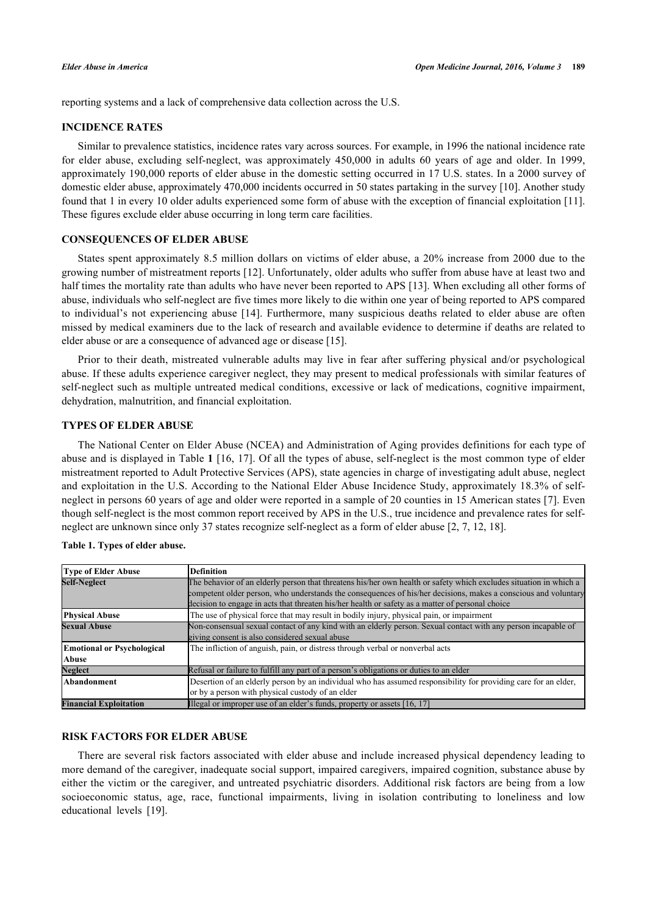reporting systems and a lack of comprehensive data collection across the U.S.

## INCIDENCE RATES

Similar to prevalence statistics, incidence rates vary across sources. For example, in 1996 the national incidence rate for elder abuse, excluding self-neglect, was approximately 450,000 in adults 60 years of age and older. In 1999, approximately 190,000 reports of elder abuse in the domestic setting occurred in 17 U.S. states. In a 2000 survey of domestic elder abuse, approximately 470,000 incidents occurred in 50 states partaking in the survey [10]. Another study found that 1 in every 10 older adults experienced some form of abuse with the exception of financial exploitation [11]. These figures exclude elder abuse occurring in long term care facilities.

## CONSEQUENCES OF ELDER ABUSE

States spent approximately 8.5 million dollars on victims of elder abuse, a 20% increase from 2000 due to the growing number of mistreatment reports [12]. Unfortunately, older adults who suffer from abuse have at least two and half times the mortality rate than adults who have never been reported to APS [13]. When excluding all other forms of abuse, individuals who self-neglect are five times more likely to die within one year of being reported to APS compared to individual's not experiencing abuse [14]. Furthermore, many suspicious deaths related to elder abuse are often missed by medical examiners due to the lack of research and available evidence to determine if deaths are related to elder abuse or are a consequence of advanced age or disease [15].

Prior to their death, mistreated vulnerable adults may live in fear after suffering physical and/or psychological abuse. If these adults experience caregiver neglect, they may present to medical professionals with similar features of self-neglect such as multiple untreated medical conditions, excessive or lack of medications, cognitive impairment, dehydration, malnutrition, and financial exploitation.

## TYPES OF ELDER ABUSE

The National Center on Elder Abuse (NCEA) and Administration of Aging provides definitions for each type of abuse and is displayed in Table **1** [16, 17]. Of all the types of abuse, self-neglect is the most common type of elder mistreatment reported to Adult Protective Services (APS), state agencies in charge of investigating adult abuse, neglect and exploitation in the U.S. According to the National Elder Abuse Incidence Study, approximately 18.3% of self-neglect in persons 60 years of age and older were reported in a sample of 20 counties in 15 American states [7]. Even though self-neglect is the most common report received by APS in the U.S., true incidence and prevalence rates for self-neglect are unknown since only 37 states recognize self-neglect as a form of elder abuse [2, 7, 12, 18].

**Table 1. Types of elder abuse.**

| Type of Elder Abuse | Definition |
|---|---|
| **Self-Neglect** | The behavior of an elderly person that threatens his/her own health or safety which excludes situation in which a competent older person, who understands the consequences of his/her decisions, makes a conscious and voluntary decision to engage in acts that threaten his/her health or safety as a matter of personal choice |
| **Physical Abuse** | The use of physical force that may result in bodily injury, physical pain, or impairment |
| **Sexual Abuse** | Non-consensual sexual contact of any kind with an elderly person. Sexual contact with any person incapable of giving consent is also considered sexual abuse |
| **Emotional or Psychological Abuse** | The infliction of anguish, pain, or distress through verbal or nonverbal acts |
| **Neglect** | Refusal or failure to fulfill any part of a person's obligations or duties to an elder |
| **Abandonment** | Desertion of an elderly person by an individual who has assumed responsibility for providing care for an elder, or by a person with physical custody of an elder |
| **Financial Exploitation** | Illegal or improper use of an elder's funds, property or assets [16, 17] |

## RISK FACTORS FOR ELDER ABUSE

There are several risk factors associated with elder abuse and include increased physical dependency leading to more demand of the caregiver, inadequate social support, impaired caregivers, impaired cognition, substance abuse by either the victim or the caregiver, and untreated psychiatric disorders. Additional risk factors are being from a low socioeconomic status, age, race, functional impairments, living in isolation contributing to loneliness and low educational levels [19].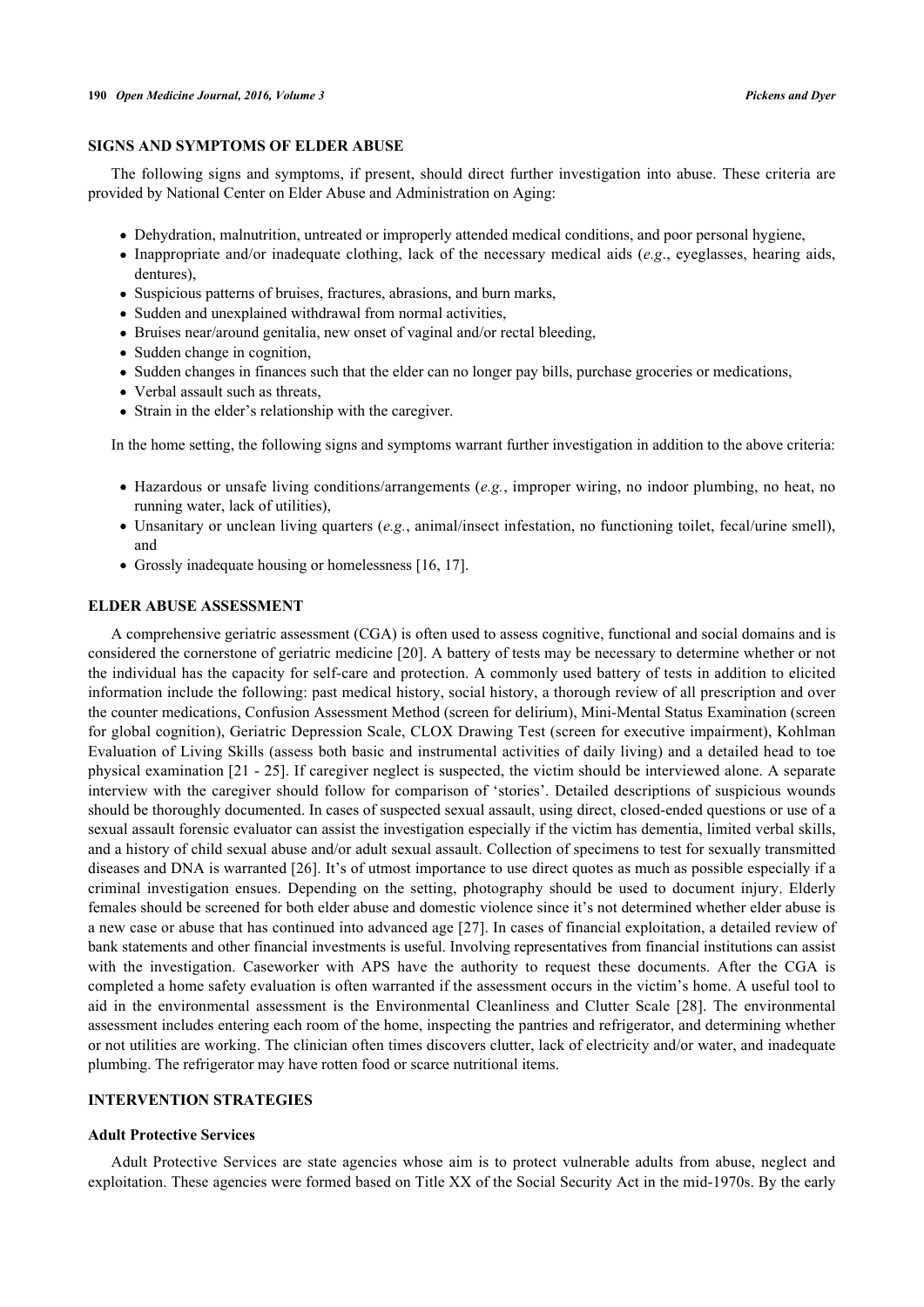## SIGNS AND SYMPTOMS OF ELDER ABUSE

The following signs and symptoms, if present, should direct further investigation into abuse. These criteria are provided by National Center on Elder Abuse and Administration on Aging:

- Dehydration, malnutrition, untreated or improperly attended medical conditions, and poor personal hygiene,
- Inappropriate and/or inadequate clothing, lack of the necessary medical aids (*e.g*., eyeglasses, hearing aids, dentures),
- Suspicious patterns of bruises, fractures, abrasions, and burn marks,
- Sudden and unexplained withdrawal from normal activities,
- Bruises near/around genitalia, new onset of vaginal and/or rectal bleeding,
- Sudden change in cognition,
- Sudden changes in finances such that the elder can no longer pay bills, purchase groceries or medications,
- Verbal assault such as threats,
- Strain in the elder's relationship with the caregiver.

In the home setting, the following signs and symptoms warrant further investigation in addition to the above criteria:

- Hazardous or unsafe living conditions/arrangements (*e.g.*, improper wiring, no indoor plumbing, no heat, no running water, lack of utilities),
- Unsanitary or unclean living quarters (*e.g.*, animal/insect infestation, no functioning toilet, fecal/urine smell), and
- Grossly inadequate housing or homelessness [16, 17].

## ELDER ABUSE ASSESSMENT

A comprehensive geriatric assessment (CGA) is often used to assess cognitive, functional and social domains and is considered the cornerstone of geriatric medicine [20]. A battery of tests may be necessary to determine whether or not the individual has the capacity for self-care and protection. A commonly used battery of tests in addition to elicited information include the following: past medical history, social history, a thorough review of all prescription and over the counter medications, Confusion Assessment Method (screen for delirium), Mini-Mental Status Examination (screen for global cognition), Geriatric Depression Scale, CLOX Drawing Test (screen for executive impairment), Kohlman Evaluation of Living Skills (assess both basic and instrumental activities of daily living) and a detailed head to toe physical examination [21 - 25]. If caregiver neglect is suspected, the victim should be interviewed alone. A separate interview with the caregiver should follow for comparison of 'stories'. Detailed descriptions of suspicious wounds should be thoroughly documented. In cases of suspected sexual assault, using direct, closed-ended questions or use of a sexual assault forensic evaluator can assist the investigation especially if the victim has dementia, limited verbal skills, and a history of child sexual abuse and/or adult sexual assault. Collection of specimens to test for sexually transmitted diseases and DNA is warranted [26]. It's of utmost importance to use direct quotes as much as possible especially if a criminal investigation ensues. Depending on the setting, photography should be used to document injury. Elderly females should be screened for both elder abuse and domestic violence since it's not determined whether elder abuse is a new case or abuse that has continued into advanced age [27]. In cases of financial exploitation, a detailed review of bank statements and other financial investments is useful. Involving representatives from financial institutions can assist with the investigation. Caseworker with APS have the authority to request these documents. After the CGA is completed a home safety evaluation is often warranted if the assessment occurs in the victim's home. A useful tool to aid in the environmental assessment is the Environmental Cleanliness and Clutter Scale [28]. The environmental assessment includes entering each room of the home, inspecting the pantries and refrigerator, and determining whether or not utilities are working. The clinician often times discovers clutter, lack of electricity and/or water, and inadequate plumbing. The refrigerator may have rotten food or scarce nutritional items.

## INTERVENTION STRATEGIES

### Adult Protective Services

Adult Protective Services are state agencies whose aim is to protect vulnerable adults from abuse, neglect and exploitation. These agencies were formed based on Title XX of the Social Security Act in the mid-1970s. By the early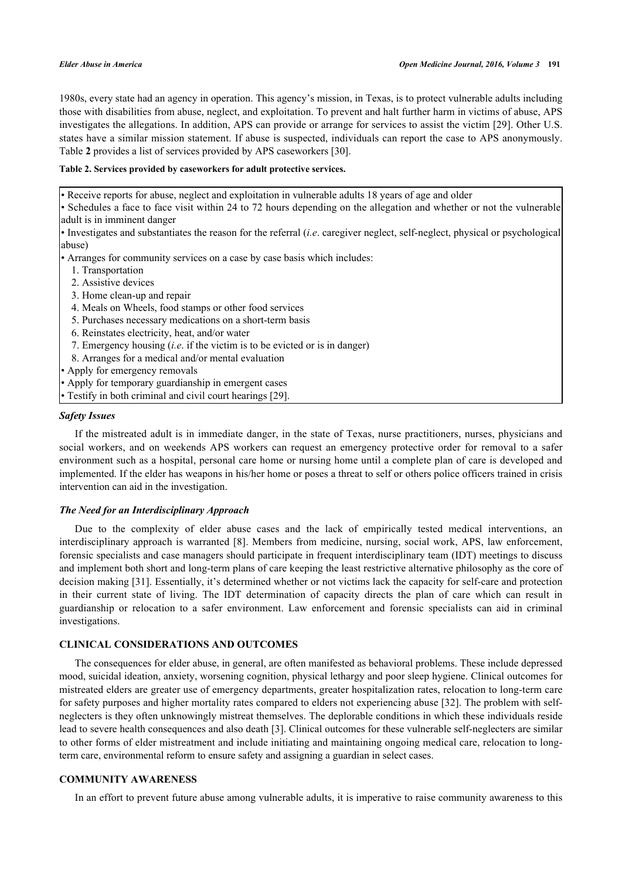1980s, every state had an agency in operation. This agency's mission, in Texas, is to protect vulnerable adults including those with disabilities from abuse, neglect, and exploitation. To prevent and halt further harm in victims of abuse, APS investigates the allegations. In addition, APS can provide or arrange for services to assist the victim [29]. Other U.S. states have a similar mission statement. If abuse is suspected, individuals can report the case to APS anonymously. Table **2** provides a list of services provided by APS caseworkers [30].

**Table 2. Services provided by caseworkers for adult protective services.**

| |
|---|
| • Receive reports for abuse, neglect and exploitation in vulnerable adults 18 years of age and older<br>• Schedules a face to face visit within 24 to 72 hours depending on the allegation and whether or not the vulnerable adult is in imminent danger<br>• Investigates and substantiates the reason for the referral (*i.e*. caregiver neglect, self-neglect, physical or psychological abuse)<br>• Arranges for community services on a case by case basis which includes:<br>1. Transportation<br>2. Assistive devices<br>3. Home clean-up and repair<br>4. Meals on Wheels, food stamps or other food services<br>5. Purchases necessary medications on a short-term basis<br>6. Reinstates electricity, heat, and/or water<br>7. Emergency housing (*i.e*. if the victim is to be evicted or is in danger)<br>8. Arranges for a medical and/or mental evaluation<br>• Apply for emergency removals<br>• Apply for temporary guardianship in emergent cases<br>• Testify in both criminal and civil court hearings [29]. |

### *Safety Issues*

If the mistreated adult is in immediate danger, in the state of Texas, nurse practitioners, nurses, physicians and social workers, and on weekends APS workers can request an emergency protective order for removal to a safer environment such as a hospital, personal care home or nursing home until a complete plan of care is developed and implemented. If the elder has weapons in his/her home or poses a threat to self or others police officers trained in crisis intervention can aid in the investigation.

### *The Need for an Interdisciplinary Approach*

Due to the complexity of elder abuse cases and the lack of empirically tested medical interventions, an interdisciplinary approach is warranted [8]. Members from medicine, nursing, social work, APS, law enforcement, forensic specialists and case managers should participate in frequent interdisciplinary team (IDT) meetings to discuss and implement both short and long-term plans of care keeping the least restrictive alternative philosophy as the core of decision making [31]. Essentially, it's determined whether or not victims lack the capacity for self-care and protection in their current state of living. The IDT determination of capacity directs the plan of care which can result in guardianship or relocation to a safer environment. Law enforcement and forensic specialists can aid in criminal investigations.

## CLINICAL CONSIDERATIONS AND OUTCOMES

The consequences for elder abuse, in general, are often manifested as behavioral problems. These include depressed mood, suicidal ideation, anxiety, worsening cognition, physical lethargy and poor sleep hygiene. Clinical outcomes for mistreated elders are greater use of emergency departments, greater hospitalization rates, relocation to long-term care for safety purposes and higher mortality rates compared to elders not experiencing abuse [32]. The problem with self-neglecters is they often unknowingly mistreat themselves. The deplorable conditions in which these individuals reside lead to severe health consequences and also death [3]. Clinical outcomes for these vulnerable self-neglecters are similar to other forms of elder mistreatment and include initiating and maintaining ongoing medical care, relocation to long-term care, environmental reform to ensure safety and assigning a guardian in select cases.

## COMMUNITY AWARENESS

In an effort to prevent future abuse among vulnerable adults, it is imperative to raise community awareness to this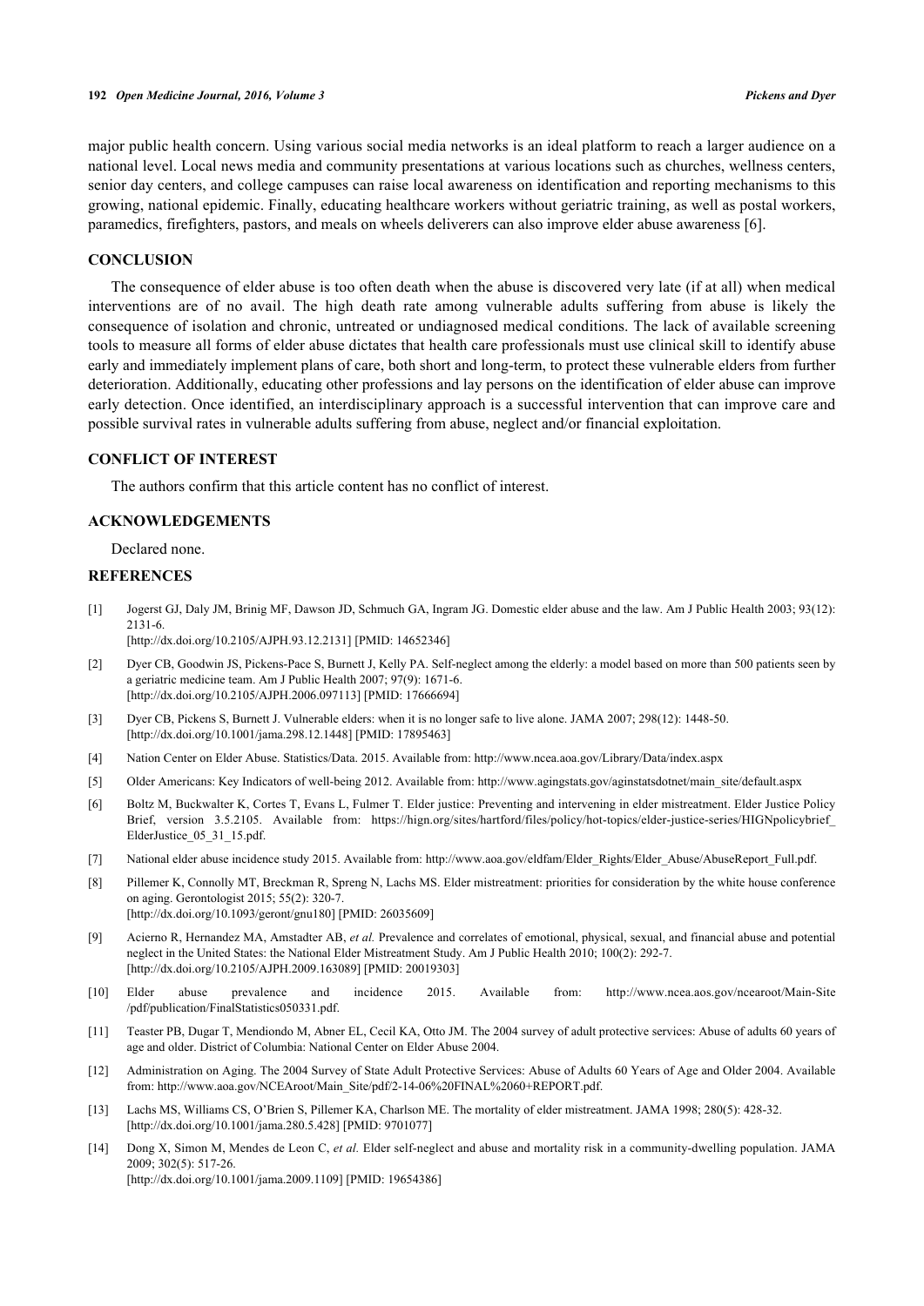major public health concern. Using various social media networks is an ideal platform to reach a larger audience on a national level. Local news media and community presentations at various locations such as churches, wellness centers, senior day centers, and college campuses can raise local awareness on identification and reporting mechanisms to this growing, national epidemic. Finally, educating healthcare workers without geriatric training, as well as postal workers, paramedics, firefighters, pastors, and meals on wheels deliverers can also improve elder abuse awareness [6].

## CONCLUSION

The consequence of elder abuse is too often death when the abuse is discovered very late (if at all) when medical interventions are of no avail. The high death rate among vulnerable adults suffering from abuse is likely the consequence of isolation and chronic, untreated or undiagnosed medical conditions. The lack of available screening tools to measure all forms of elder abuse dictates that health care professionals must use clinical skill to identify abuse early and immediately implement plans of care, both short and long-term, to protect these vulnerable elders from further deterioration. Additionally, educating other professions and lay persons on the identification of elder abuse can improve early detection. Once identified, an interdisciplinary approach is a successful intervention that can improve care and possible survival rates in vulnerable adults suffering from abuse, neglect and/or financial exploitation.

## CONFLICT OF INTEREST

The authors confirm that this article content has no conflict of interest.

## ACKNOWLEDGEMENTS

Declared none.

## REFERENCES

[1] Jogerst GJ, Daly JM, Brinig MF, Dawson JD, Schmuch GA, Ingram JG. Domestic elder abuse and the law. Am J Public Health 2003; 93(12): 2131-6.
[http://dx.doi.org/10.2105/AJPH.93.12.2131] [PMID: 14652346]

[2] Dyer CB, Goodwin JS, Pickens-Pace S, Burnett J, Kelly PA. Self-neglect among the elderly: a model based on more than 500 patients seen by a geriatric medicine team. Am J Public Health 2007; 97(9): 1671-6.
[http://dx.doi.org/10.2105/AJPH.2006.097113] [PMID: 17666694]

[3] Dyer CB, Pickens S, Burnett J. Vulnerable elders: when it is no longer safe to live alone. JAMA 2007; 298(12): 1448-50.
[http://dx.doi.org/10.1001/jama.298.12.1448] [PMID: 17895463]

[4] Nation Center on Elder Abuse. Statistics/Data. 2015. Available from: http://www.ncea.aoa.gov/Library/Data/index.aspx

[5] Older Americans: Key Indicators of well-being 2012. Available from: http://www.agingstats.gov/aginstatsdotnet/main_site/default.aspx

[6] Boltz M, Buckwalter K, Cortes T, Evans L, Fulmer T. Elder justice: Preventing and intervening in elder mistreatment. Elder Justice Policy Brief, version 3.5.2105. Available from: https://hign.org/sites/hartford/files/policy/hot-topics/elder-justice-series/HIGNpolicybrief_ElderJustice_05_31_15.pdf.

[7] National elder abuse incidence study 2015. Available from: http://www.aoa.gov/eldfam/Elder_Rights/Elder_Abuse/AbuseReport_Full.pdf.

[8] Pillemer K, Connolly MT, Breckman R, Spreng N, Lachs MS. Elder mistreatment: priorities for consideration by the white house conference on aging. Gerontologist 2015; 55(2): 320-7.
[http://dx.doi.org/10.1093/geront/gnu180] [PMID: 26035609]

[9] Acierno R, Hernandez MA, Amstadter AB, *et al.* Prevalence and correlates of emotional, physical, sexual, and financial abuse and potential neglect in the United States: the National Elder Mistreatment Study. Am J Public Health 2010; 100(2): 292-7.
[http://dx.doi.org/10.2105/AJPH.2009.163089] [PMID: 20019303]

[10] Elder abuse prevalence and incidence 2015. Available from: http://www.ncea.aos.gov/ncearoot/Main-Site/pdf/publication/FinalStatistics050331.pdf.

[11] Teaster PB, Dugar T, Mendiondo M, Abner EL, Cecil KA, Otto JM. The 2004 survey of adult protective services: Abuse of adults 60 years of age and older. District of Columbia: National Center on Elder Abuse 2004.

[12] Administration on Aging. The 2004 Survey of State Adult Protective Services: Abuse of Adults 60 Years of Age and Older 2004. Available from: http://www.aoa.gov/NCEAroot/Main_Site/pdf/2-14-06%20FINAL%2060+REPORT.pdf.

[13] Lachs MS, Williams CS, O'Brien S, Pillemer KA, Charlson ME. The mortality of elder mistreatment. JAMA 1998; 280(5): 428-32.
[http://dx.doi.org/10.1001/jama.280.5.428] [PMID: 9701077]

[14] Dong X, Simon M, Mendes de Leon C, *et al.* Elder self-neglect and abuse and mortality risk in a community-dwelling population. JAMA 2009; 302(5): 517-26.
[http://dx.doi.org/10.1001/jama.2009.1109] [PMID: 19654386]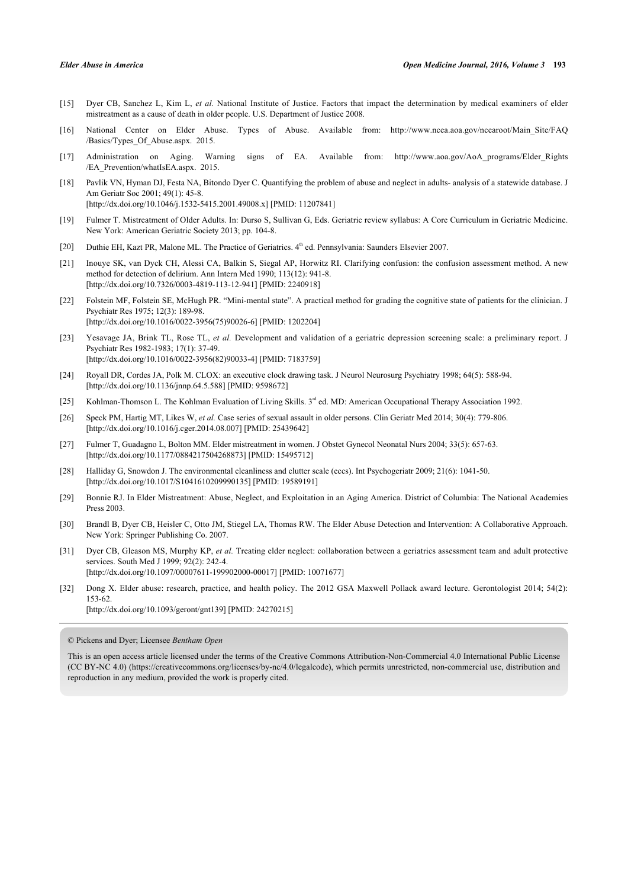[15] Dyer CB, Sanchez L, Kim L, *et al.* National Institute of Justice. Factors that impact the determination by medical examiners of elder mistreatment as a cause of death in older people. U.S. Department of Justice 2008.

[16] National Center on Elder Abuse. Types of Abuse. Available from: http://www.ncea.aoa.gov/ncearoot/Main_Site/FAQ/Basics/Types_Of_Abuse.aspx. 2015.

[17] Administration on Aging. Warning signs of EA. Available from: http://www.aoa.gov/AoA_programs/Elder_Rights/EA_Prevention/whatIsEA.aspx. 2015.

[18] Pavlik VN, Hyman DJ, Festa NA, Bitondo Dyer C. Quantifying the problem of abuse and neglect in adults- analysis of a statewide database. J Am Geriatr Soc 2001; 49(1): 45-8.
[http://dx.doi.org/10.1046/j.1532-5415.2001.49008.x] [PMID: 11207841]

[19] Fulmer T. Mistreatment of Older Adults. In: Durso S, Sullivan G, Eds. Geriatric review syllabus: A Core Curriculum in Geriatric Medicine. New York: American Geriatric Society 2013; pp. 104-8.

[20] Duthie EH, Kazt PR, Malone ML. The Practice of Geriatrics. 4th ed. Pennsylvania: Saunders Elsevier 2007.

[21] Inouye SK, van Dyck CH, Alessi CA, Balkin S, Siegal AP, Horwitz RI. Clarifying confusion: the confusion assessment method. A new method for detection of delirium. Ann Intern Med 1990; 113(12): 941-8.
[http://dx.doi.org/10.7326/0003-4819-113-12-941] [PMID: 2240918]

[22] Folstein MF, Folstein SE, McHugh PR. "Mini-mental state". A practical method for grading the cognitive state of patients for the clinician. J Psychiatr Res 1975; 12(3): 189-98.
[http://dx.doi.org/10.1016/0022-3956(75)90026-6] [PMID: 1202204]

[23] Yesavage JA, Brink TL, Rose TL, *et al.* Development and validation of a geriatric depression screening scale: a preliminary report. J Psychiatr Res 1982-1983; 17(1): 37-49.
[http://dx.doi.org/10.1016/0022-3956(82)90033-4] [PMID: 7183759]

[24] Royall DR, Cordes JA, Polk M. CLOX: an executive clock drawing task. J Neurol Neurosurg Psychiatry 1998; 64(5): 588-94.
[http://dx.doi.org/10.1136/jnnp.64.5.588] [PMID: 9598672]

[25] Kohlman-Thomson L. The Kohlman Evaluation of Living Skills. 3rd ed. MD: American Occupational Therapy Association 1992.

[26] Speck PM, Hartig MT, Likes W, *et al.* Case series of sexual assault in older persons. Clin Geriatr Med 2014; 30(4): 779-806.
[http://dx.doi.org/10.1016/j.cger.2014.08.007] [PMID: 25439642]

[27] Fulmer T, Guadagno L, Bolton MM. Elder mistreatment in women. J Obstet Gynecol Neonatal Nurs 2004; 33(5): 657-63.
[http://dx.doi.org/10.1177/0884217504268873] [PMID: 15495712]

[28] Halliday G, Snowdon J. The environmental cleanliness and clutter scale (eccs). Int Psychogeriatr 2009; 21(6): 1041-50.
[http://dx.doi.org/10.1017/S1041610209990135] [PMID: 19589191]

[29] Bonnie RJ. In Elder Mistreatment: Abuse, Neglect, and Exploitation in an Aging America. District of Columbia: The National Academies Press 2003.

[30] Brandl B, Dyer CB, Heisler C, Otto JM, Stiegel LA, Thomas RW. The Elder Abuse Detection and Intervention: A Collaborative Approach. New York: Springer Publishing Co. 2007.

[31] Dyer CB, Gleason MS, Murphy KP, *et al.* Treating elder neglect: collaboration between a geriatrics assessment team and adult protective services. South Med J 1999; 92(2): 242-4.
[http://dx.doi.org/10.1097/00007611-199902000-00017] [PMID: 10071677]

[32] Dong X. Elder abuse: research, practice, and health policy. The 2012 GSA Maxwell Pollack award lecture. Gerontologist 2014; 54(2): 153-62.
[http://dx.doi.org/10.1093/geront/gnt139] [PMID: 24270215]

---

© Pickens and Dyer; Licensee *Bentham Open*

This is an open access article licensed under the terms of the Creative Commons Attribution-Non-Commercial 4.0 International Public License (CC BY-NC 4.0) (https://creativecommons.org/licenses/by-nc/4.0/legalcode), which permits unrestricted, non-commercial use, distribution and reproduction in any medium, provided the work is properly cited.